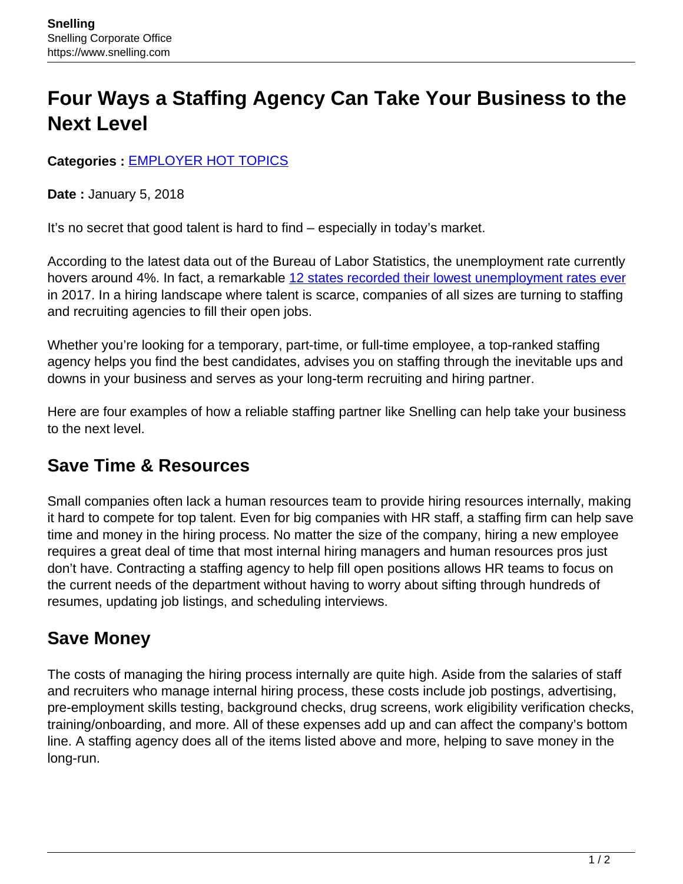# Four Ways a Staffing Agency Can Take Your Business to the Next Level

**Categories :** [EMPLOYER HOT TOPICS]

**Date :** January 5, 2018

It's no secret that good talent is hard to find – especially in today's market.

According to the latest data out of the Bureau of Labor Statistics, the unemployment rate currently hovers around 4%. In fact, a remarkable 12 states recorded their lowest unemployment rates ever in 2017. In a hiring landscape where talent is scarce, companies of all sizes are turning to staffing and recruiting agencies to fill their open jobs.

Whether you're looking for a temporary, part-time, or full-time employee, a top-ranked staffing agency helps you find the best candidates, advises you on staffing through the inevitable ups and downs in your business and serves as your long-term recruiting and hiring partner.

Here are four examples of how a reliable staffing partner like Snelling can help take your business to the next level.

## Save Time & Resources

Small companies often lack a human resources team to provide hiring resources internally, making it hard to compete for top talent. Even for big companies with HR staff, a staffing firm can help save time and money in the hiring process. No matter the size of the company, hiring a new employee requires a great deal of time that most internal hiring managers and human resources pros just don't have. Contracting a staffing agency to help fill open positions allows HR teams to focus on the current needs of the department without having to worry about sifting through hundreds of resumes, updating job listings, and scheduling interviews.

## Save Money

The costs of managing the hiring process internally are quite high. Aside from the salaries of staff and recruiters who manage internal hiring process, these costs include job postings, advertising, pre-employment skills testing, background checks, drug screens, work eligibility verification checks, training/onboarding, and more. All of these expenses add up and can affect the company's bottom line. A staffing agency does all of the items listed above and more, helping to save money in the long-run.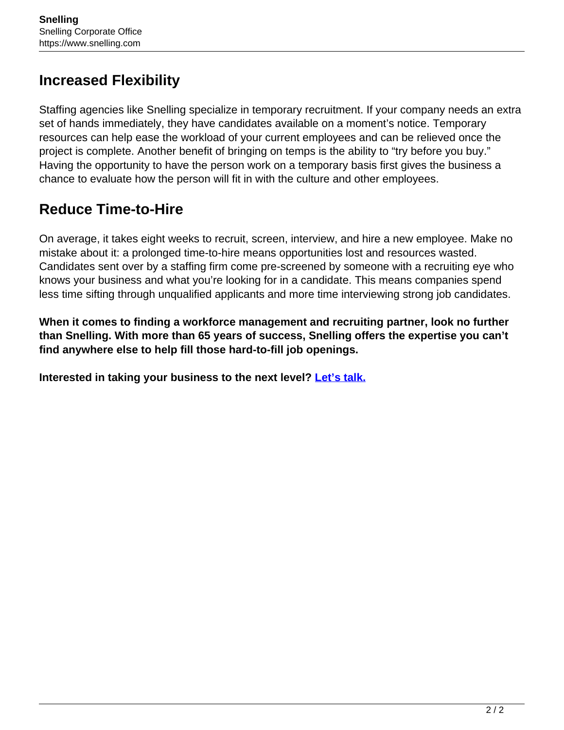## Increased Flexibility

Staffing agencies like Snelling specialize in temporary recruitment. If your company needs an extra set of hands immediately, they have candidates available on a moment's notice. Temporary resources can help ease the workload of your current employees and can be relieved once the project is complete. Another benefit of bringing on temps is the ability to "try before you buy." Having the opportunity to have the person work on a temporary basis first gives the business a chance to evaluate how the person will fit in with the culture and other employees.

## Reduce Time-to-Hire

On average, it takes eight weeks to recruit, screen, interview, and hire a new employee. Make no mistake about it: a prolonged time-to-hire means opportunities lost and resources wasted. Candidates sent over by a staffing firm come pre-screened by someone with a recruiting eye who knows your business and what you're looking for in a candidate. This means companies spend less time sifting through unqualified applicants and more time interviewing strong job candidates.

**When it comes to finding a workforce management and recruiting partner, look no further than Snelling. With more than 65 years of success, Snelling offers the expertise you can't find anywhere else to help fill those hard-to-fill job openings.**

**Interested in taking your business to the next level? Let's talk.**